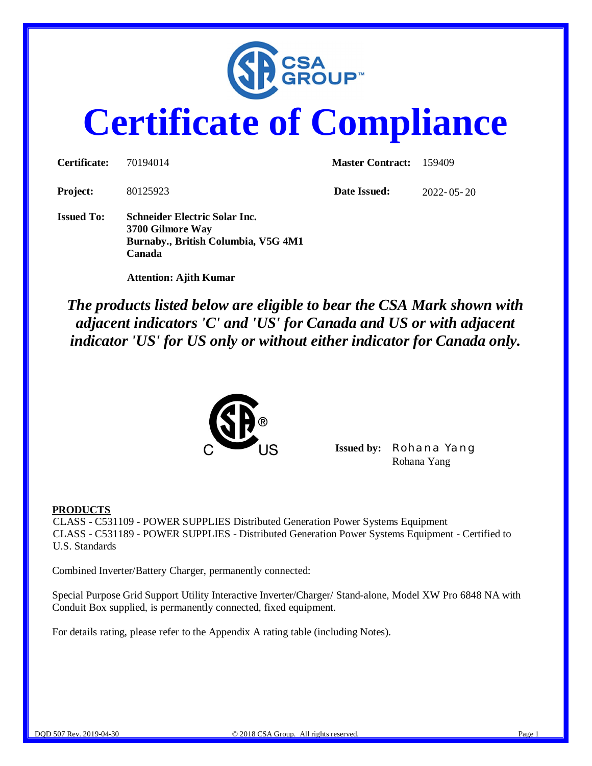# Certificate of Compliance

| | | | |
|---|---|---|---|
| **Certificate:** | 70194014 | **Master Contract:** | 159409 |
| **Project:** | 80125923 | **Date Issued:** | 2022-05-20 |

**Issued To:** **Schneider Electric Solar Inc.**
**3700 Gilmore Way**
**Burnaby., British Columbia, V5G 4M1**
**Canada**

**Attention: Ajith Kumar**

***The products listed below are eligible to bear the CSA Mark shown with adjacent indicators 'C' and 'US' for Canada and US or with adjacent indicator 'US' for US only or without either indicator for Canada only.***

**Issued by:** Rohana Yang
Rohana Yang

**PRODUCTS**

CLASS - C531109 - POWER SUPPLIES Distributed Generation Power Systems Equipment
CLASS - C531189 - POWER SUPPLIES - Distributed Generation Power Systems Equipment - Certified to U.S. Standards

Combined Inverter/Battery Charger, permanently connected:

Special Purpose Grid Support Utility Interactive Inverter/Charger/ Stand-alone, Model XW Pro 6848 NA with Conduit Box supplied, is permanently connected, fixed equipment.

For details rating, please refer to the Appendix A rating table (including Notes).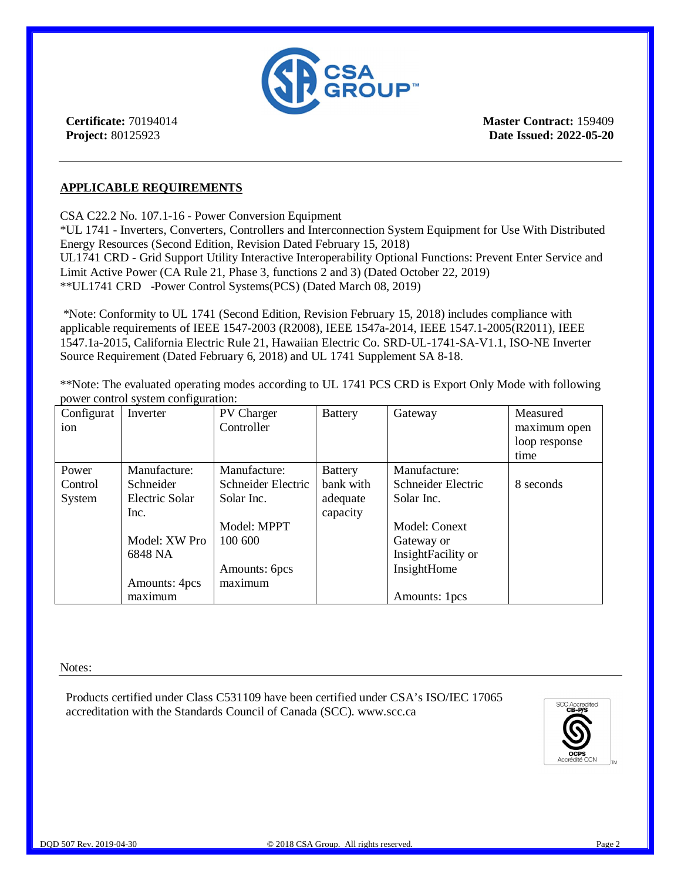**Certificate:** 70194014
**Project:** 80125923

**Master Contract:** 159409
**Date Issued: 2022-05-20**

## APPLICABLE REQUIREMENTS

CSA C22.2 No. 107.1-16 - Power Conversion Equipment
*UL 1741 - Inverters, Converters, Controllers and Interconnection System Equipment for Use With Distributed Energy Resources (Second Edition, Revision Dated February 15, 2018)
UL1741 CRD - Grid Support Utility Interactive Interoperability Optional Functions: Prevent Enter Service and Limit Active Power (CA Rule 21, Phase 3, functions 2 and 3) (Dated October 22, 2019)
**UL1741 CRD -Power Control Systems(PCS) (Dated March 08, 2019)

*Note: Conformity to UL 1741 (Second Edition, Revision February 15, 2018) includes compliance with applicable requirements of IEEE 1547-2003 (R2008), IEEE 1547a-2014, IEEE 1547.1-2005(R2011), IEEE 1547.1a-2015, California Electric Rule 21, Hawaiian Electric Co. SRD-UL-1741-SA-V1.1, ISO-NE Inverter Source Requirement (Dated February 6, 2018) and UL 1741 Supplement SA 8-18.

**Note: The evaluated operating modes according to UL 1741 PCS CRD is Export Only Mode with following power control system configuration:

| Configuration | Inverter | PV Charger Controller | Battery | Gateway | Measured maximum open loop response time |
|---|---|---|---|---|---|
| Power Control System | Manufacture: Schneider Electric Solar Inc.<br><br>Model: XW Pro 6848 NA<br><br>Amounts: 4pcs maximum | Manufacture: Schneider Electric Solar Inc.<br><br>Model: MPPT 100 600<br><br>Amounts: 6pcs maximum | Battery bank with adequate capacity | Manufacture: Schneider Electric Solar Inc.<br><br>Model: Conext Gateway or InsightFacility or InsightHome<br><br>Amounts: 1pcs | 8 seconds |

Notes:

Products certified under Class C531109 have been certified under CSA's ISO/IEC 17065 accreditation with the Standards Council of Canada (SCC). www.scc.ca

DQD 507 Rev. 2019-04-30 © 2018 CSA Group. All rights reserved.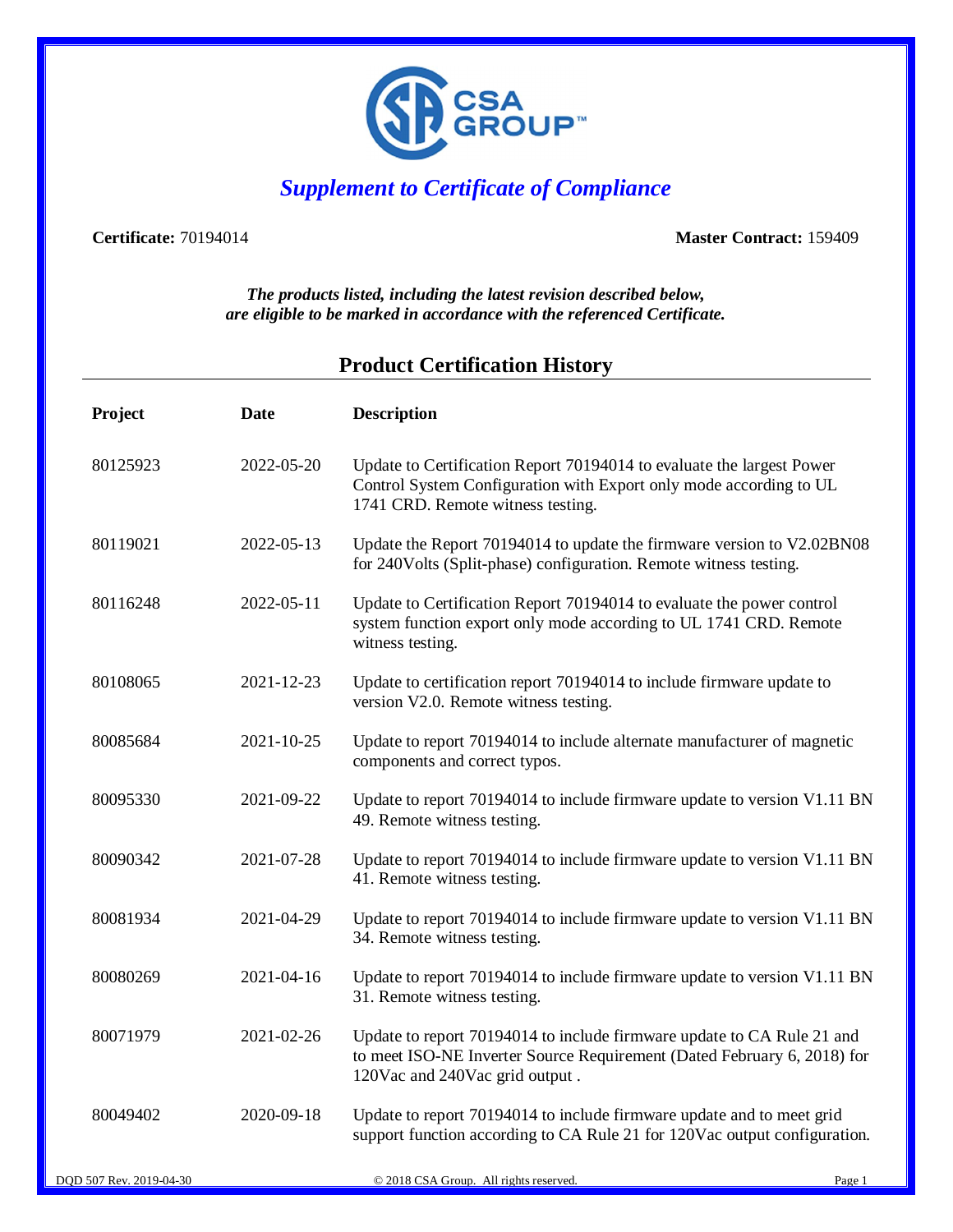## *Supplement to Certificate of Compliance*

**Certificate:** 70194014 **Master Contract:** 159409

***The products listed, including the latest revision described below, are eligible to be marked in accordance with the referenced Certificate.***

### Product Certification History

| Project | Date | Description |
|---|---|---|
| 80125923 | 2022-05-20 | Update to Certification Report 70194014 to evaluate the largest Power Control System Configuration with Export only mode according to UL 1741 CRD. Remote witness testing. |
| 80119021 | 2022-05-13 | Update the Report 70194014 to update the firmware version to V2.02BN08 for 240Volts (Split-phase) configuration. Remote witness testing. |
| 80116248 | 2022-05-11 | Update to Certification Report 70194014 to evaluate the power control system function export only mode according to UL 1741 CRD. Remote witness testing. |
| 80108065 | 2021-12-23 | Update to certification report 70194014 to include firmware update to version V2.0. Remote witness testing. |
| 80085684 | 2021-10-25 | Update to report 70194014 to include alternate manufacturer of magnetic components and correct typos. |
| 80095330 | 2021-09-22 | Update to report 70194014 to include firmware update to version V1.11 BN 49. Remote witness testing. |
| 80090342 | 2021-07-28 | Update to report 70194014 to include firmware update to version V1.11 BN 41. Remote witness testing. |
| 80081934 | 2021-04-29 | Update to report 70194014 to include firmware update to version V1.11 BN 34. Remote witness testing. |
| 80080269 | 2021-04-16 | Update to report 70194014 to include firmware update to version V1.11 BN 31. Remote witness testing. |
| 80071979 | 2021-02-26 | Update to report 70194014 to include firmware update to CA Rule 21 and to meet ISO-NE Inverter Source Requirement (Dated February 6, 2018) for 120Vac and 240Vac grid output . |
| 80049402 | 2020-09-18 | Update to report 70194014 to include firmware update and to meet grid support function according to CA Rule 21 for 120Vac output configuration. |

DQD 507 Rev. 2019-04-30 © 2018 CSA Group. All rights reserved.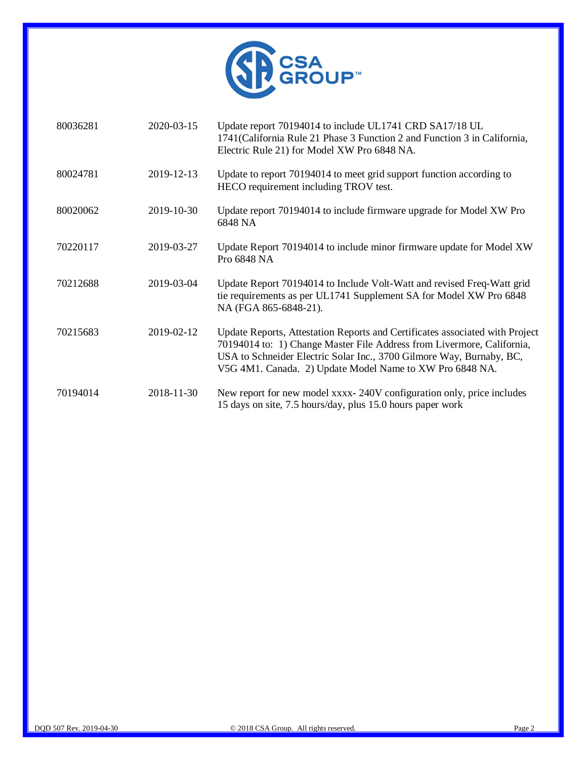| | | |
|---|---|---|
| 80036281 | 2020-03-15 | Update report 70194014 to include UL1741 CRD SA17/18 UL 1741(California Rule 21 Phase 3 Function 2 and Function 3 in California, Electric Rule 21) for Model XW Pro 6848 NA. |
| 80024781 | 2019-12-13 | Update to report 70194014 to meet grid support function according to HECO requirement including TROV test. |
| 80020062 | 2019-10-30 | Update report 70194014 to include firmware upgrade for Model XW Pro 6848 NA |
| 70220117 | 2019-03-27 | Update Report 70194014 to include minor firmware update for Model XW Pro 6848 NA |
| 70212688 | 2019-03-04 | Update Report 70194014 to Include Volt-Watt and revised Freq-Watt grid tie requirements as per UL1741 Supplement SA for Model XW Pro 6848 NA (FGA 865-6848-21). |
| 70215683 | 2019-02-12 | Update Reports, Attestation Reports and Certificates associated with Project 70194014 to: 1) Change Master File Address from Livermore, California, USA to Schneider Electric Solar Inc., 3700 Gilmore Way, Burnaby, BC, V5G 4M1. Canada. 2) Update Model Name to XW Pro 6848 NA. |
| 70194014 | 2018-11-30 | New report for new model xxxx- 240V configuration only, price includes 15 days on site, 7.5 hours/day, plus 15.0 hours paper work |